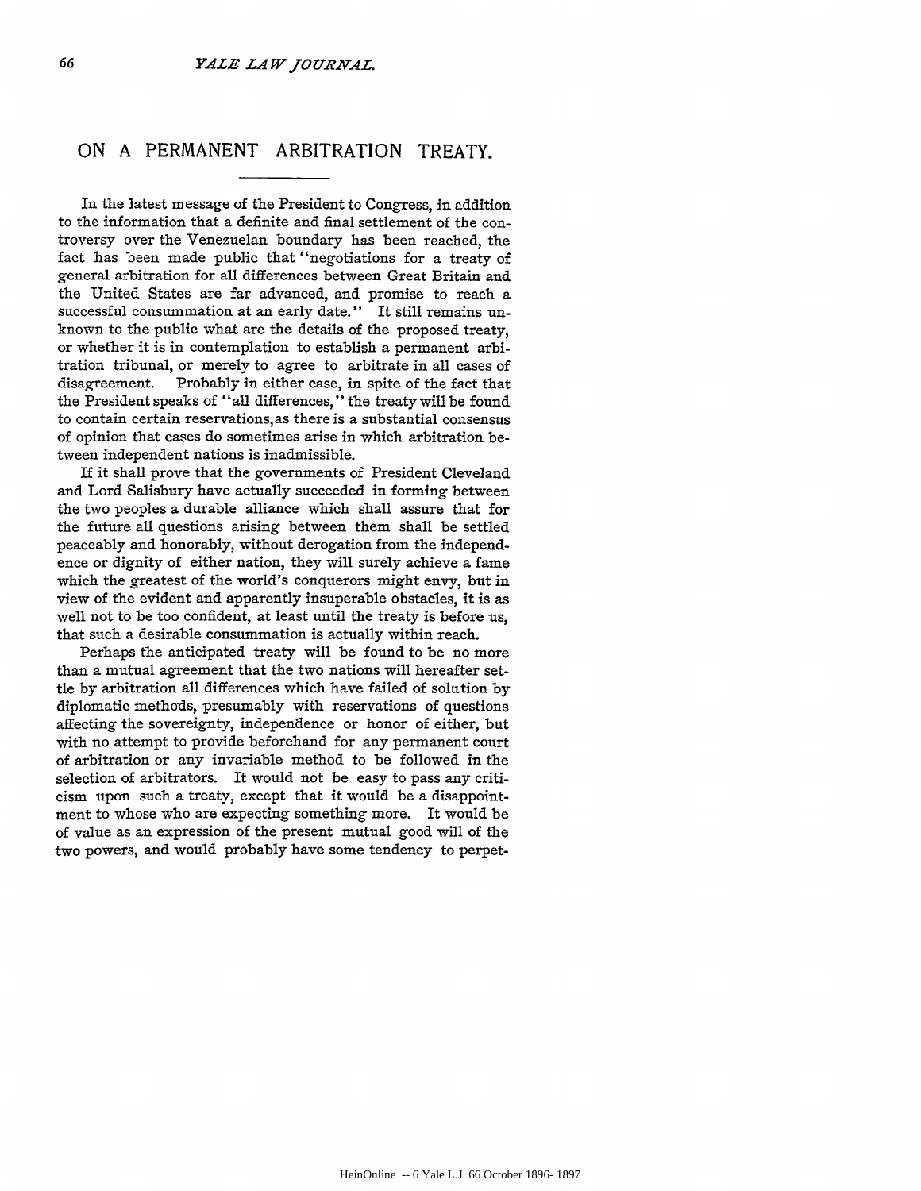## ON A PERMANENT ARBITRATION TREATY.

In the latest message of the President to Congress, in addition to the information that a definite and final settlement of the controversy over the Venezuelan boundary has been reached, the fact has been made public that "negotiations for a treaty of general arbitration for all differences between Great Britain and the United States are far advanced, and promise to reach a successful consummation at an early date." It still remains unknown to the public what are the details of the proposed treaty, or whether it is in contemplation to establish a permanent arbitration tribunal, or merely to agree to arbitrate in all cases of disagreement. Probably in either case, in spite of the fact that the President speaks of "all differences," the treaty will be found to contain certain reservations, as there is a substantial consensus of opinion that cases do sometimes arise in which arbitration between independent nations is inadmissible.

If it shall prove that the governments of President Cleveland and Lord Salisbury have actually succeeded in forming between the two peoples a durable alliance which shall assure that for the future all questions arising between them shall be settled peaceably and honorably, without derogation from the independence or dignity of either nation, they will surely achieve a fame which the greatest of the world's conquerors might envy, but in view of the evident and apparently insuperable obstacles, it is as well not to be too confident, at least until the treaty is before us, that such a desirable consummation is actually within reach.

Perhaps the anticipated treaty will be found to be no more than a mutual agreement that the two nations will hereafter settle by arbitration all differences which have failed of solution by diplomatic methods, presumably with reservations of questions affecting the sovereignty, independence or honor of either, but with no attempt to provide beforehand for any permanent court of arbitration or any invariable method to be followed in the selection of arbitrators. It would not be easy to pass any criticism upon such a treaty, except that it would be a disappointment to whose who are expecting something more. It would be of value as an expression of the present mutual good will of the two powers, and would probably have some tendency to perpet-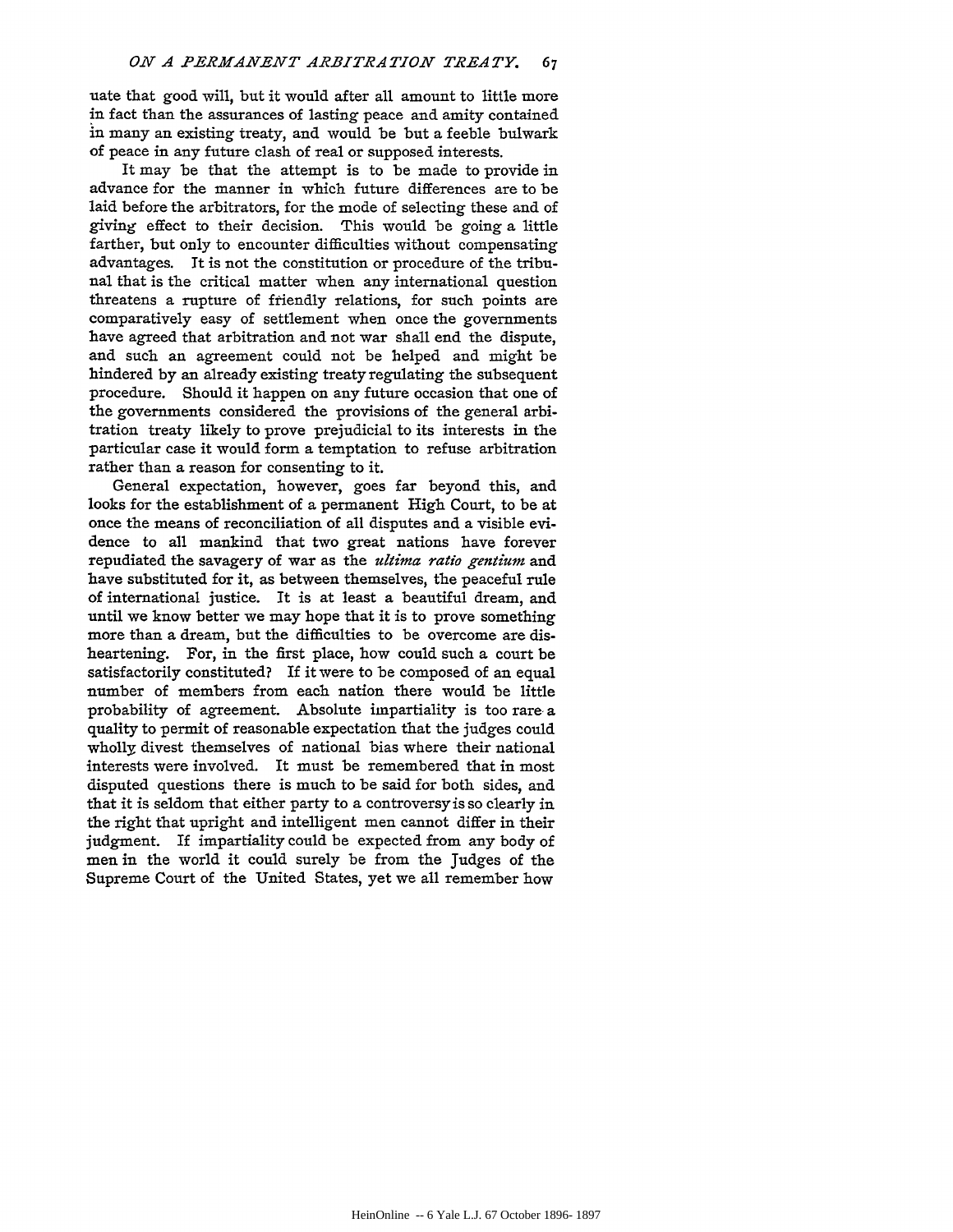uate that good will, but it would after all amount to little more in fact than the assurances of lasting peace and amity contained in many an existing treaty, and would be but a feeble bulwark of peace in any future clash of real or supposed interests.

It may be that the attempt is to be made to provide in advance for the manner in which future differences are to be laid before the arbitrators, for the mode of selecting these and of giving effect to their decision. This would be going a little farther, but only to encounter difficulties without compensating advantages. It is not the constitution or procedure of the tribunal that is the critical matter when any international question threatens a rupture of friendly relations, for such points are comparatively easy of settlement when once the governments have agreed that arbitration and not war shall end the dispute, and such an agreement could not be helped and might be hindered by an already existing treaty regulating the subsequent procedure. Should it happen on any future occasion that one of the governments considered the provisions of the general arbitration treaty likely to prove prejudicial to its interests in the particular case it would form a temptation to refuse arbitration rather than a reason for consenting to it.

General expectation, however, goes far beyond this, and looks for the establishment of a permanent High Court, to be at once the means of reconciliation of all disputes and a visible evidence to all mankind that two great nations have forever repudiated the savagery of war as the *ultima ratio gentium* and have substituted for it, as between themselves, the peaceful rule of international justice. It is at least a beautiful dream, and until we know better we may hope that it is to prove something more than a dream, but the difficulties to be overcome are disheartening. For, in the first place, how could such a court be satisfactorily constituted? If it were to be composed of an equal number of members from each nation there would be little probability of agreement. Absolute impartiality is too rare a quality to permit of reasonable expectation that the judges could wholly divest themselves of national bias where their national interests were involved. It must be remembered that in most disputed questions there is much to be said for both sides, and that it is seldom that either party to a controversy is so clearly in the right that upright and intelligent men cannot differ in their judgment. If impartiality could be expected from any body of men in the world it could surely be from the Judges of the Supreme Court of the United States, yet we all remember how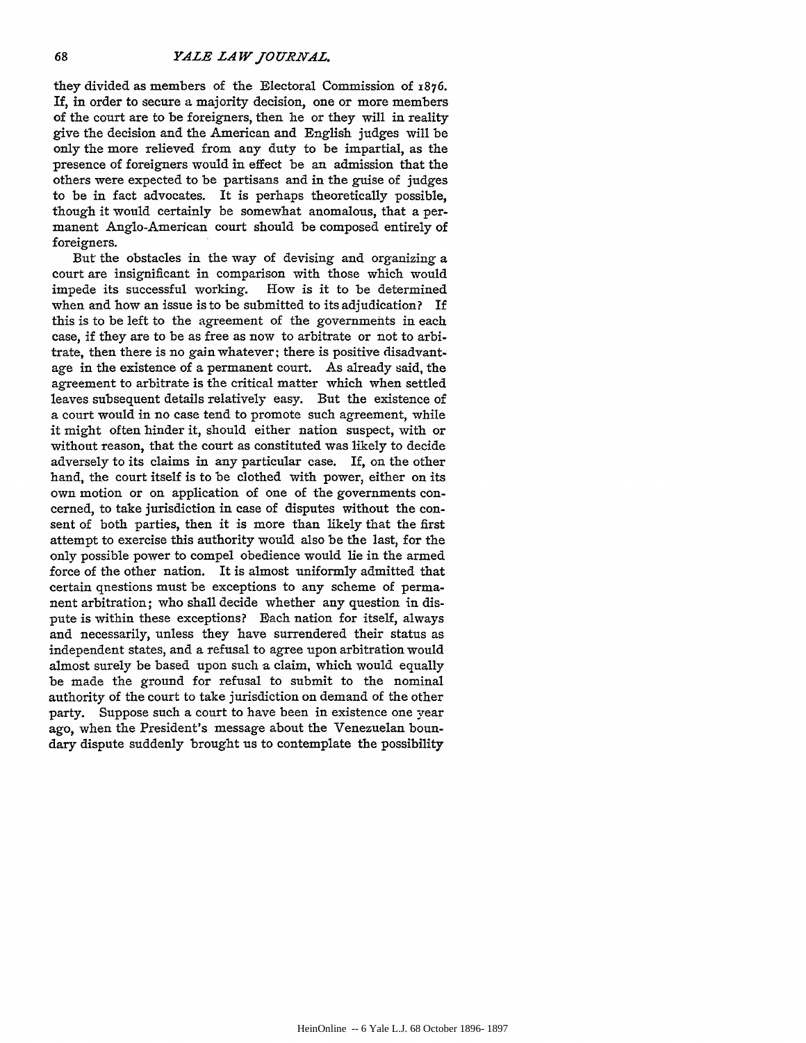they divided as members of the Electoral Commission of 1876. If, in order to secure a majority decision, one or more members of the court are to be foreigners, then he or they will in reality give the decision and the American and English judges will be only the more relieved from any duty to be impartial, as the presence of foreigners would in effect be an admission that the others were expected to be partisans and in the guise of judges to be in fact advocates. It is perhaps theoretically possible, though it would certainly be somewhat anomalous, that a permanent Anglo-American court should be composed entirely of foreigners.

But the obstacles in the way of devising and organizing a court are insignificant in comparison with those which would impede its successful working. How is it to be determined when and how an issue is to be submitted to its adjudication? If this is to be left to the agreement of the governments in each case, if they are to be as free as now to arbitrate or not to arbitrate, then there is no gain whatever; there is positive disadvantage in the existence of a permanent court. As already said, the agreement to arbitrate is the critical matter which when settled leaves subsequent details relatively easy. But the existence of a court would in no case tend to promote such agreement, while it might often hinder it, should either nation suspect, with or without reason, that the court as constituted was likely to decide adversely to its claims in any particular case. If, on the other hand, the court itself is to be clothed with power, either on its own motion or on application of one of the governments concerned, to take jurisdiction in case of disputes without the consent of both parties, then it is more than likely that the first attempt to exercise this authority would also be the last, for the only possible power to compel obedience would lie in the armed force of the other nation. It is almost uniformly admitted that certain questions must be exceptions to any scheme of permanent arbitration; who shall decide whether any question in dispute is within these exceptions? Each nation for itself, always and necessarily, unless they have surrendered their status as independent states, and a refusal to agree upon arbitration would almost surely be based upon such a claim, which would equally be made the ground for refusal to submit to the nominal authority of the court to take jurisdiction on demand of the other party. Suppose such a court to have been in existence one year ago, when the President's message about the Venezuelan boundary dispute suddenly brought us to contemplate the possibility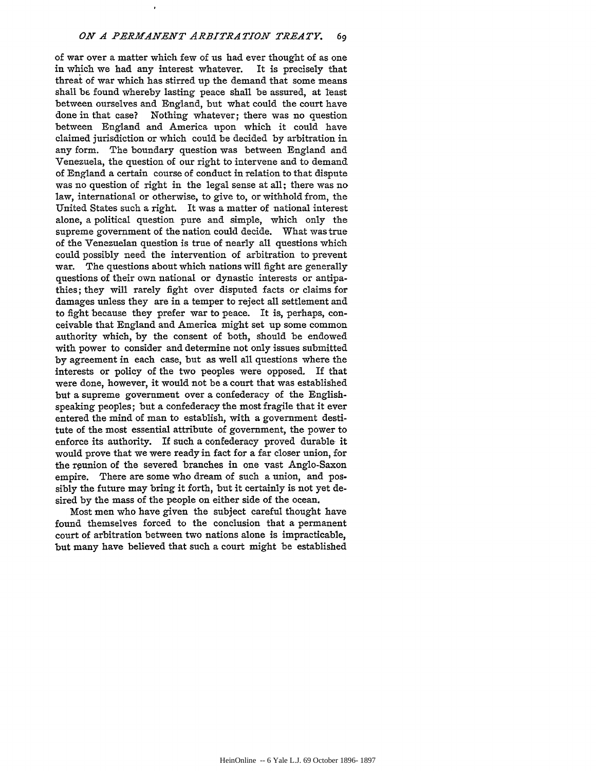of war over a matter which few of us had ever thought of as one in which we had any interest whatever. It is precisely that threat of war which has stirred up the demand that some means shall be found whereby lasting peace shall be assured, at least between ourselves and England, but what could the court have done in that case? Nothing whatever; there was no question between England and America upon which it could have claimed jurisdiction or which could be decided by arbitration in any form. The boundary question was between England and Venezuela, the question of our right to intervene and to demand of England a certain course of conduct in relation to that dispute was no question of right in the legal sense at all; there was no law, international or otherwise, to give to, or withhold from, the United States such a right. It was a matter of national interest alone, a political question pure and simple, which only the supreme government of the nation could decide. What was true of the Venezuelan question is true of nearly all questions which could possibly need the intervention of arbitration to prevent war. The questions about which nations will fight are generally questions of their own national or dynastic interests or antipathies; they will rarely fight over disputed facts or claims for damages unless they are in a temper to reject all settlement and to fight because they prefer war to peace. It is, perhaps, conceivable that England and America might set up some common authority which, by the consent of both, should be endowed with power to consider and determine not only issues submitted by agreement in each case, but as well all questions where the interests or policy of the two peoples were opposed. If that were done, however, it would not be a court that was established but a supreme government over a confederacy of the English-speaking peoples; but a confederacy the most fragile that it ever entered the mind of man to establish, with a government destitute of the most essential attribute of government, the power to enforce its authority. If such a confederacy proved durable it would prove that we were ready in fact for a far closer union, for the reunion of the severed branches in one vast Anglo-Saxon empire. There are some who dream of such a union, and possibly the future may bring it forth, but it certainly is not yet desired by the mass of the people on either side of the ocean.

Most men who have given the subject careful thought have found themselves forced to the conclusion that a permanent court of arbitration between two nations alone is impracticable, but many have believed that such a court might be established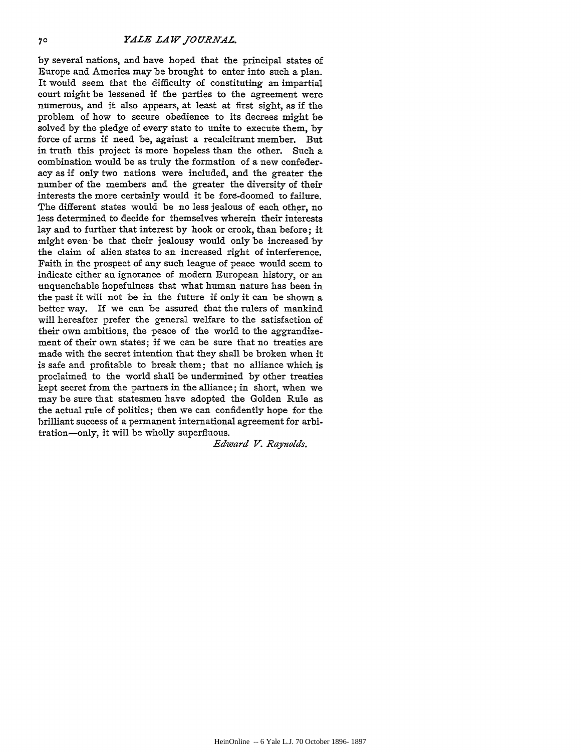by several nations, and have hoped that the principal states of Europe and America may be brought to enter into such a plan. It would seem that the difficulty of constituting an impartial court might be lessened if the parties to the agreement were numerous, and it also appears, at least at first sight, as if the problem of how to secure obedience to its decrees might be solved by the pledge of every state to unite to execute them, by force of arms if need be, against a recalcitrant member. But in truth this project is more hopeless than the other. Such a combination would be as truly the formation of a new confederacy as if only two nations were included, and the greater the number of the members and the greater the diversity of their interests the more certainly would it be fore-doomed to failure. The different states would be no less jealous of each other, no less determined to decide for themselves wherein their interests lay and to further that interest by hook or crook, than before; it might even be that their jealousy would only be increased by the claim of alien states to an increased right of interference. Faith in the prospect of any such league of peace would seem to indicate either an ignorance of modern European history, or an unquenchable hopefulness that what human nature has been in the past it will not be in the future if only it can be shown a better way. If we can be assured that the rulers of mankind will hereafter prefer the general welfare to the satisfaction of their own ambitions, the peace of the world to the aggrandizement of their own states; if we can be sure that no treaties are made with the secret intention that they shall be broken when it is safe and profitable to break them; that no alliance which is proclaimed to the world shall be undermined by other treaties kept secret from the partners in the alliance; in short, when we may be sure that statesmen have adopted the Golden Rule as the actual rule of politics; then we can confidently hope for the brilliant success of a permanent international agreement for arbitration—only, it will be wholly superfluous.

*Edward V. Raynolds.*